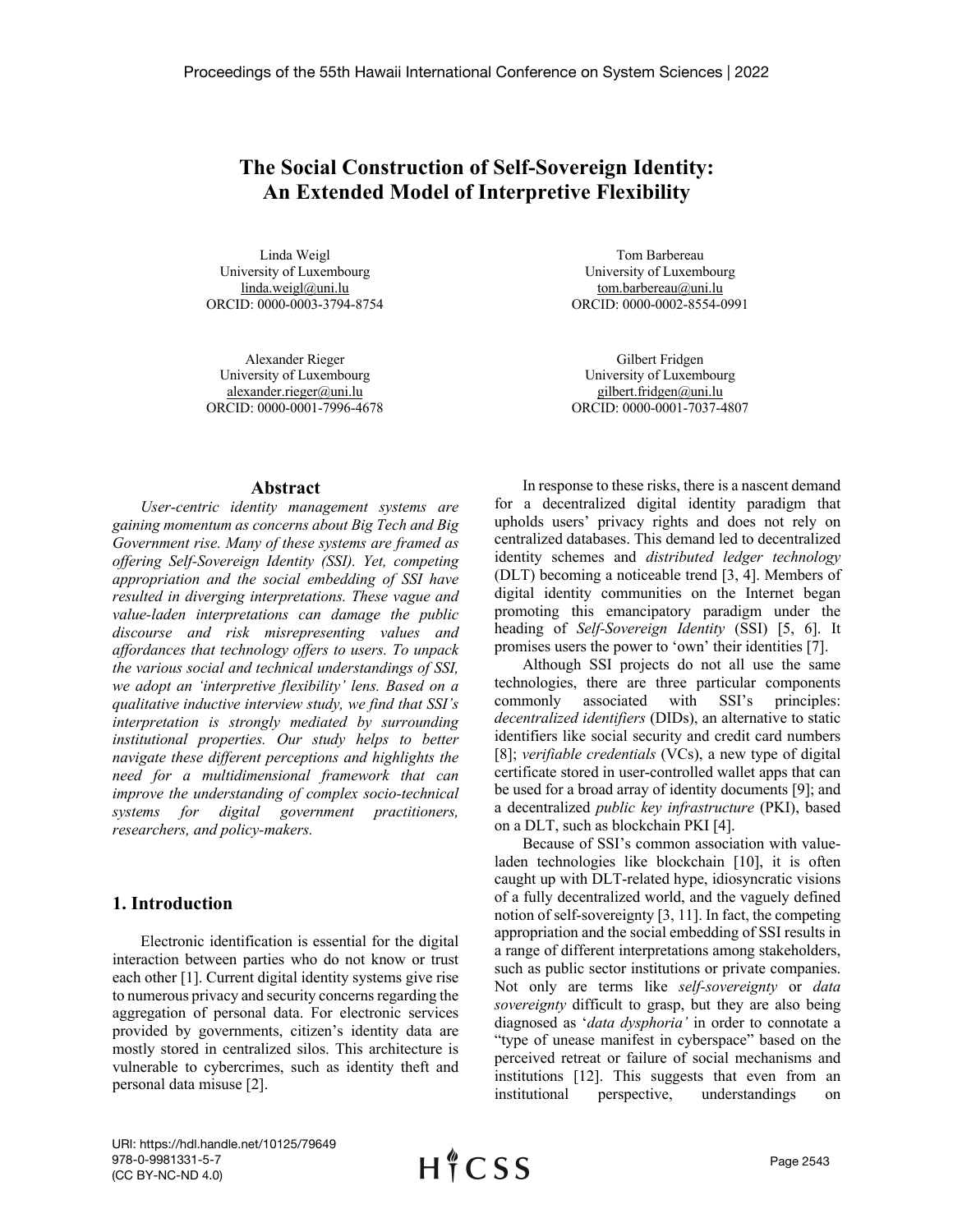# The Social Construction of Self-Sovereign Identity: An Extended Model of Interpretive Flexibility

Linda Weigl
University of Luxembourg
linda.weigl@uni.lu
ORCID: 0000-0003-3794-8754

Tom Barbereau
University of Luxembourg
tom.barbereau@uni.lu
ORCID: 0000-0002-8554-0991

Alexander Rieger
University of Luxembourg
alexander.rieger@uni.lu
ORCID: 0000-0001-7996-4678

Gilbert Fridgen
University of Luxembourg
gilbert.fridgen@uni.lu
ORCID: 0000-0001-7037-4807

## Abstract

*User-centric identity management systems are gaining momentum as concerns about Big Tech and Big Government rise. Many of these systems are framed as offering Self-Sovereign Identity (SSI). Yet, competing appropriation and the social embedding of SSI have resulted in diverging interpretations. These vague and value-laden interpretations can damage the public discourse and risk misrepresenting values and affordances that technology offers to users. To unpack the various social and technical understandings of SSI, we adopt an 'interpretive flexibility' lens. Based on a qualitative inductive interview study, we find that SSI's interpretation is strongly mediated by surrounding institutional properties. Our study helps to better navigate these different perceptions and highlights the need for a multidimensional framework that can improve the understanding of complex socio-technical systems for digital government practitioners, researchers, and policy-makers.*

## 1. Introduction

Electronic identification is essential for the digital interaction between parties who do not know or trust each other [1]. Current digital identity systems give rise to numerous privacy and security concerns regarding the aggregation of personal data. For electronic services provided by governments, citizen's identity data are mostly stored in centralized silos. This architecture is vulnerable to cybercrimes, such as identity theft and personal data misuse [2].

In response to these risks, there is a nascent demand for a decentralized digital identity paradigm that upholds users' privacy rights and does not rely on centralized databases. This demand led to decentralized identity schemes and *distributed ledger technology* (DLT) becoming a noticeable trend [3, 4]. Members of digital identity communities on the Internet began promoting this emancipatory paradigm under the heading of *Self-Sovereign Identity* (SSI) [5, 6]. It promises users the power to 'own' their identities [7].

Although SSI projects do not all use the same technologies, there are three particular components commonly associated with SSI's principles: *decentralized identifiers* (DIDs), an alternative to static identifiers like social security and credit card numbers [8]; *verifiable credentials* (VCs), a new type of digital certificate stored in user-controlled wallet apps that can be used for a broad array of identity documents [9]; and a decentralized *public key infrastructure* (PKI), based on a DLT, such as blockchain PKI [4].

Because of SSI's common association with value-laden technologies like blockchain [10], it is often caught up with DLT-related hype, idiosyncratic visions of a fully decentralized world, and the vaguely defined notion of self-sovereignty [3, 11]. In fact, the competing appropriation and the social embedding of SSI results in a range of different interpretations among stakeholders, such as public sector institutions or private companies. Not only are terms like *self-sovereignty* or *data sovereignty* difficult to grasp, but they are also being diagnosed as '*data dysphoria'* in order to connotate a "type of unease manifest in cyberspace" based on the perceived retreat or failure of social mechanisms and institutions [12]. This suggests that even from an institutional perspective, understandings on

URI: https://hdl.handle.net/10125/79649
978-0-9981331-5-7
(CC BY-NC-ND 4.0)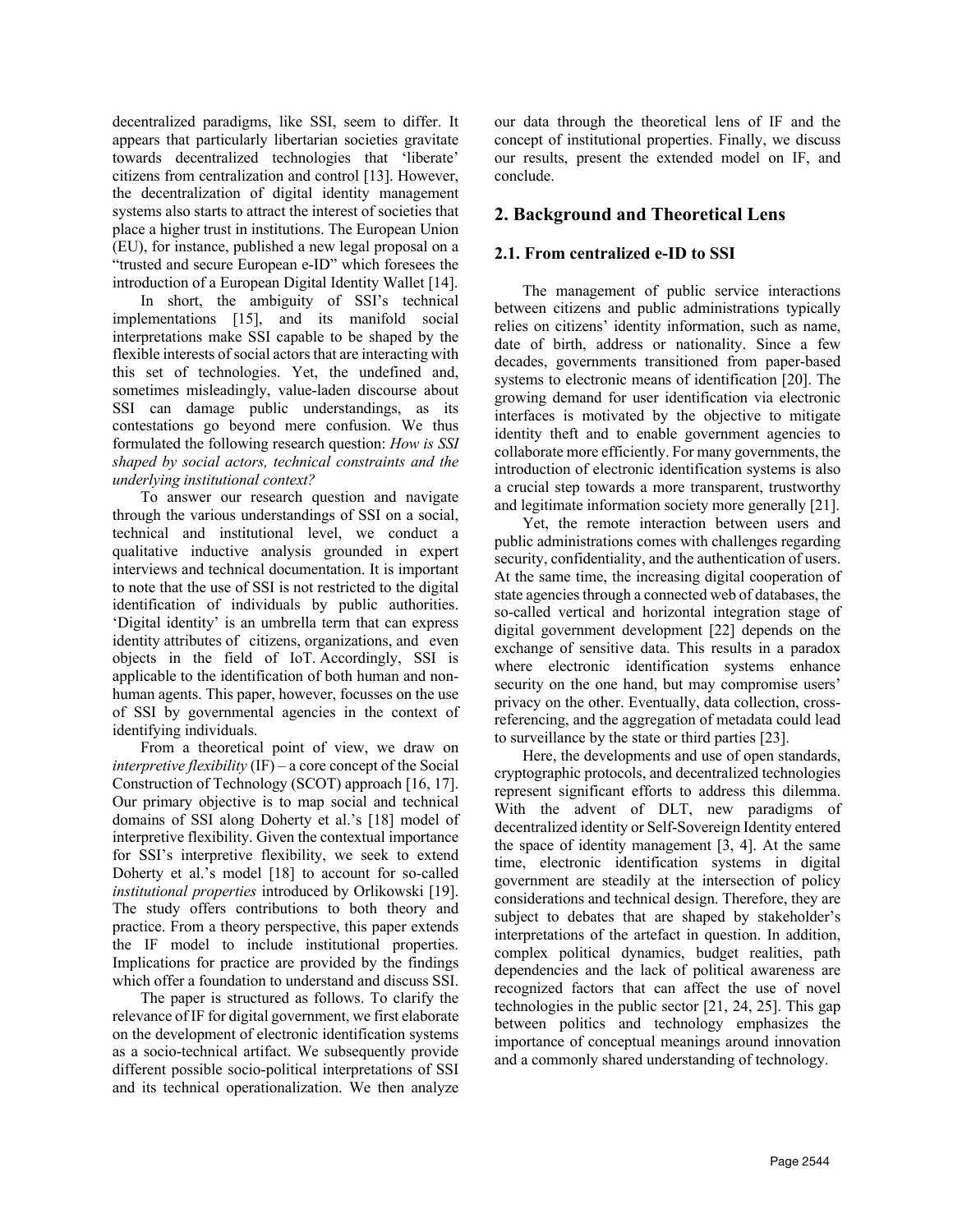decentralized paradigms, like SSI, seem to differ. It appears that particularly libertarian societies gravitate towards decentralized technologies that 'liberate' citizens from centralization and control [13]. However, the decentralization of digital identity management systems also starts to attract the interest of societies that place a higher trust in institutions. The European Union (EU), for instance, published a new legal proposal on a "trusted and secure European e-ID" which foresees the introduction of a European Digital Identity Wallet [14].

In short, the ambiguity of SSI's technical implementations [15], and its manifold social interpretations make SSI capable to be shaped by the flexible interests of social actors that are interacting with this set of technologies. Yet, the undefined and, sometimes misleadingly, value-laden discourse about SSI can damage public understandings, as its contestations go beyond mere confusion. We thus formulated the following research question: *How is SSI shaped by social actors, technical constraints and the underlying institutional context?*

To answer our research question and navigate through the various understandings of SSI on a social, technical and institutional level, we conduct a qualitative inductive analysis grounded in expert interviews and technical documentation. It is important to note that the use of SSI is not restricted to the digital identification of individuals by public authorities. 'Digital identity' is an umbrella term that can express identity attributes of citizens, organizations, and even objects in the field of IoT. Accordingly, SSI is applicable to the identification of both human and non-human agents. This paper, however, focusses on the use of SSI by governmental agencies in the context of identifying individuals.

From a theoretical point of view, we draw on *interpretive flexibility* (IF) – a core concept of the Social Construction of Technology (SCOT) approach [16, 17]. Our primary objective is to map social and technical domains of SSI along Doherty et al.'s [18] model of interpretive flexibility. Given the contextual importance for SSI's interpretive flexibility, we seek to extend Doherty et al.'s model [18] to account for so-called *institutional properties* introduced by Orlikowski [19]. The study offers contributions to both theory and practice. From a theory perspective, this paper extends the IF model to include institutional properties. Implications for practice are provided by the findings which offer a foundation to understand and discuss SSI.

The paper is structured as follows. To clarify the relevance of IF for digital government, we first elaborate on the development of electronic identification systems as a socio-technical artifact. We subsequently provide different possible socio-political interpretations of SSI and its technical operationalization. We then analyze our data through the theoretical lens of IF and the concept of institutional properties. Finally, we discuss our results, present the extended model on IF, and conclude.

## 2. Background and Theoretical Lens

### 2.1. From centralized e-ID to SSI

The management of public service interactions between citizens and public administrations typically relies on citizens' identity information, such as name, date of birth, address or nationality. Since a few decades, governments transitioned from paper-based systems to electronic means of identification [20]. The growing demand for user identification via electronic interfaces is motivated by the objective to mitigate identity theft and to enable government agencies to collaborate more efficiently. For many governments, the introduction of electronic identification systems is also a crucial step towards a more transparent, trustworthy and legitimate information society more generally [21].

Yet, the remote interaction between users and public administrations comes with challenges regarding security, confidentiality, and the authentication of users. At the same time, the increasing digital cooperation of state agencies through a connected web of databases, the so-called vertical and horizontal integration stage of digital government development [22] depends on the exchange of sensitive data. This results in a paradox where electronic identification systems enhance security on the one hand, but may compromise users' privacy on the other. Eventually, data collection, cross-referencing, and the aggregation of metadata could lead to surveillance by the state or third parties [23].

Here, the developments and use of open standards, cryptographic protocols, and decentralized technologies represent significant efforts to address this dilemma. With the advent of DLT, new paradigms of decentralized identity or Self-Sovereign Identity entered the space of identity management [3, 4]. At the same time, electronic identification systems in digital government are steadily at the intersection of policy considerations and technical design. Therefore, they are subject to debates that are shaped by stakeholder's interpretations of the artefact in question. In addition, complex political dynamics, budget realities, path dependencies and the lack of political awareness are recognized factors that can affect the use of novel technologies in the public sector [21, 24, 25]. This gap between politics and technology emphasizes the importance of conceptual meanings around innovation and a commonly shared understanding of technology.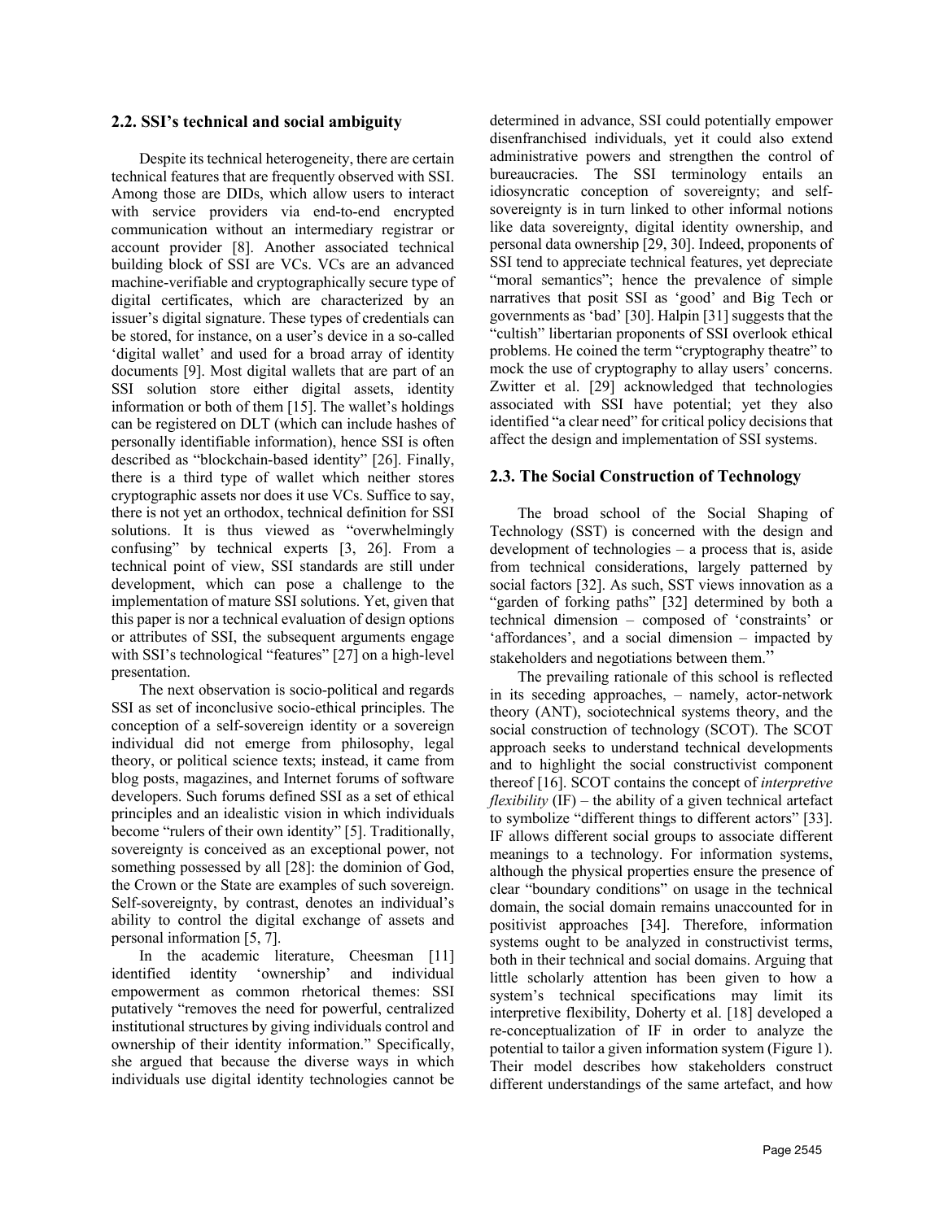## 2.2. SSI's technical and social ambiguity

Despite its technical heterogeneity, there are certain technical features that are frequently observed with SSI. Among those are DIDs, which allow users to interact with service providers via end-to-end encrypted communication without an intermediary registrar or account provider [8]. Another associated technical building block of SSI are VCs. VCs are an advanced machine-verifiable and cryptographically secure type of digital certificates, which are characterized by an issuer's digital signature. These types of credentials can be stored, for instance, on a user's device in a so-called 'digital wallet' and used for a broad array of identity documents [9]. Most digital wallets that are part of an SSI solution store either digital assets, identity information or both of them [15]. The wallet's holdings can be registered on DLT (which can include hashes of personally identifiable information), hence SSI is often described as "blockchain-based identity" [26]. Finally, there is a third type of wallet which neither stores cryptographic assets nor does it use VCs. Suffice to say, there is not yet an orthodox, technical definition for SSI solutions. It is thus viewed as "overwhelmingly confusing" by technical experts [3, 26]. From a technical point of view, SSI standards are still under development, which can pose a challenge to the implementation of mature SSI solutions. Yet, given that this paper is nor a technical evaluation of design options or attributes of SSI, the subsequent arguments engage with SSI's technological "features" [27] on a high-level presentation.

The next observation is socio-political and regards SSI as set of inconclusive socio-ethical principles. The conception of a self-sovereign identity or a sovereign individual did not emerge from philosophy, legal theory, or political science texts; instead, it came from blog posts, magazines, and Internet forums of software developers. Such forums defined SSI as a set of ethical principles and an idealistic vision in which individuals become "rulers of their own identity" [5]. Traditionally, sovereignty is conceived as an exceptional power, not something possessed by all [28]: the dominion of God, the Crown or the State are examples of such sovereign. Self-sovereignty, by contrast, denotes an individual's ability to control the digital exchange of assets and personal information [5, 7].

In the academic literature, Cheesman [11] identified identity 'ownership' and individual empowerment as common rhetorical themes: SSI putatively "removes the need for powerful, centralized institutional structures by giving individuals control and ownership of their identity information." Specifically, she argued that because the diverse ways in which individuals use digital identity technologies cannot be determined in advance, SSI could potentially empower disenfranchised individuals, yet it could also extend administrative powers and strengthen the control of bureaucracies. The SSI terminology entails an idiosyncratic conception of sovereignty; and self-sovereignty is in turn linked to other informal notions like data sovereignty, digital identity ownership, and personal data ownership [29, 30]. Indeed, proponents of SSI tend to appreciate technical features, yet depreciate "moral semantics"; hence the prevalence of simple narratives that posit SSI as 'good' and Big Tech or governments as 'bad' [30]. Halpin [31] suggests that the "cultish" libertarian proponents of SSI overlook ethical problems. He coined the term "cryptography theatre" to mock the use of cryptography to allay users' concerns. Zwitter et al. [29] acknowledged that technologies associated with SSI have potential; yet they also identified "a clear need" for critical policy decisions that affect the design and implementation of SSI systems.

## 2.3. The Social Construction of Technology

The broad school of the Social Shaping of Technology (SST) is concerned with the design and development of technologies – a process that is, aside from technical considerations, largely patterned by social factors [32]. As such, SST views innovation as a "garden of forking paths" [32] determined by both a technical dimension – composed of 'constraints' or 'affordances', and a social dimension – impacted by stakeholders and negotiations between them."

The prevailing rationale of this school is reflected in its seceding approaches, – namely, actor-network theory (ANT), sociotechnical systems theory, and the social construction of technology (SCOT). The SCOT approach seeks to understand technical developments and to highlight the social constructivist component thereof [16]. SCOT contains the concept of *interpretive flexibility* (IF) – the ability of a given technical artefact to symbolize "different things to different actors" [33]. IF allows different social groups to associate different meanings to a technology. For information systems, although the physical properties ensure the presence of clear "boundary conditions" on usage in the technical domain, the social domain remains unaccounted for in positivist approaches [34]. Therefore, information systems ought to be analyzed in constructivist terms, both in their technical and social domains. Arguing that little scholarly attention has been given to how a system's technical specifications may limit its interpretive flexibility, Doherty et al. [18] developed a re-conceptualization of IF in order to analyze the potential to tailor a given information system (Figure 1). Their model describes how stakeholders construct different understandings of the same artefact, and how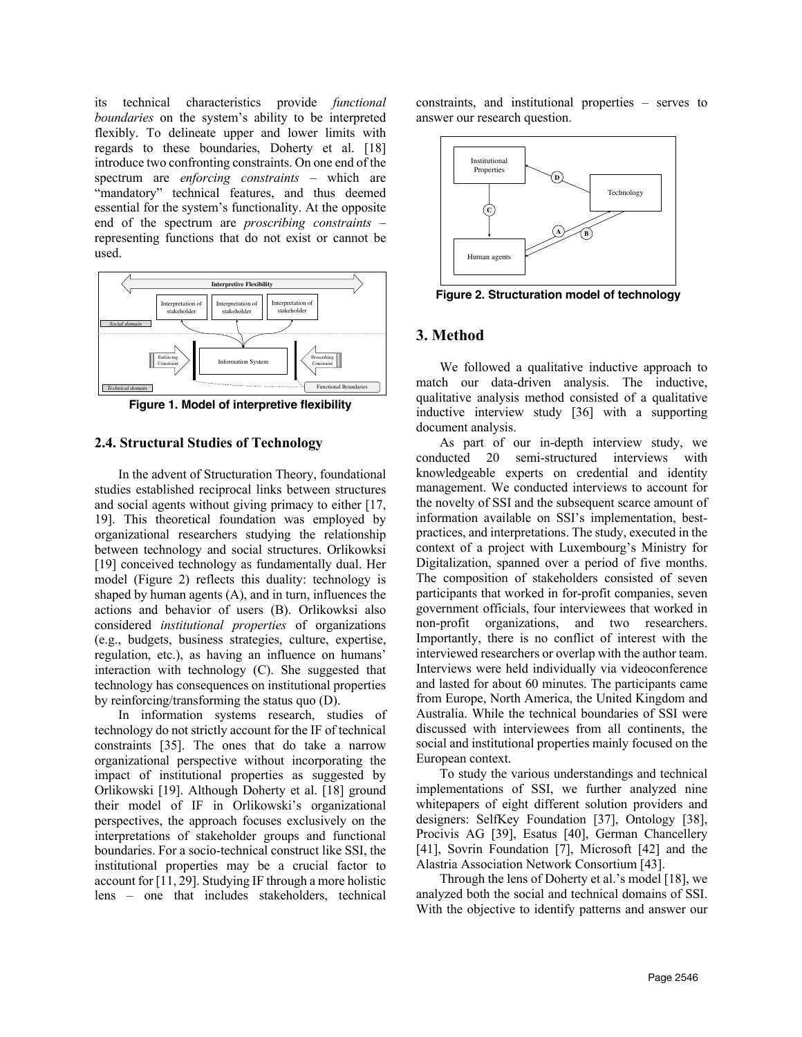its technical characteristics provide *functional boundaries* on the system's ability to be interpreted flexibly. To delineate upper and lower limits with regards to these boundaries, Doherty et al. [18] introduce two confronting constraints. On one end of the spectrum are *enforcing constraints* – which are "mandatory" technical features, and thus deemed essential for the system's functionality. At the opposite end of the spectrum are *proscribing constraints* – representing functions that do not exist or cannot be used.

**Figure 1. Model of interpretive flexibility**

### 2.4. Structural Studies of Technology

In the advent of Structuration Theory, foundational studies established reciprocal links between structures and social agents without giving primacy to either [17, 19]. This theoretical foundation was employed by organizational researchers studying the relationship between technology and social structures. Orlikowksi [19] conceived technology as fundamentally dual. Her model (Figure 2) reflects this duality: technology is shaped by human agents (A), and in turn, influences the actions and behavior of users (B). Orlikowksi also considered *institutional properties* of organizations (e.g., budgets, business strategies, culture, expertise, regulation, etc.), as having an influence on humans' interaction with technology (C). She suggested that technology has consequences on institutional properties by reinforcing/transforming the status quo (D).

In information systems research, studies of technology do not strictly account for the IF of technical constraints [35]. The ones that do take a narrow organizational perspective without incorporating the impact of institutional properties as suggested by Orlikowski [19]. Although Doherty et al. [18] ground their model of IF in Orlikowski's organizational perspectives, the approach focuses exclusively on the interpretations of stakeholder groups and functional boundaries. For a socio-technical construct like SSI, the institutional properties may be a crucial factor to account for [11, 29]. Studying IF through a more holistic lens – one that includes stakeholders, technical constraints, and institutional properties – serves to answer our research question.

**Figure 2. Structuration model of technology**

## 3. Method

We followed a qualitative inductive approach to match our data-driven analysis. The inductive, qualitative analysis method consisted of a qualitative inductive interview study [36] with a supporting document analysis.

As part of our in-depth interview study, we conducted 20 semi-structured interviews with knowledgeable experts on credential and identity management. We conducted interviews to account for the novelty of SSI and the subsequent scarce amount of information available on SSI's implementation, best-practices, and interpretations. The study, executed in the context of a project with Luxembourg's Ministry for Digitalization, spanned over a period of five months. The composition of stakeholders consisted of seven participants that worked in for-profit companies, seven government officials, four interviewees that worked in non-profit organizations, and two researchers. Importantly, there is no conflict of interest with the interviewed researchers or overlap with the author team. Interviews were held individually via videoconference and lasted for about 60 minutes. The participants came from Europe, North America, the United Kingdom and Australia. While the technical boundaries of SSI were discussed with interviewees from all continents, the social and institutional properties mainly focused on the European context.

To study the various understandings and technical implementations of SSI, we further analyzed nine whitepapers of eight different solution providers and designers: SelfKey Foundation [37], Ontology [38], Procivis AG [39], Esatus [40], German Chancellery [41], Sovrin Foundation [7], Microsoft [42] and the Alastria Association Network Consortium [43].

Through the lens of Doherty et al.'s model [18], we analyzed both the social and technical domains of SSI. With the objective to identify patterns and answer our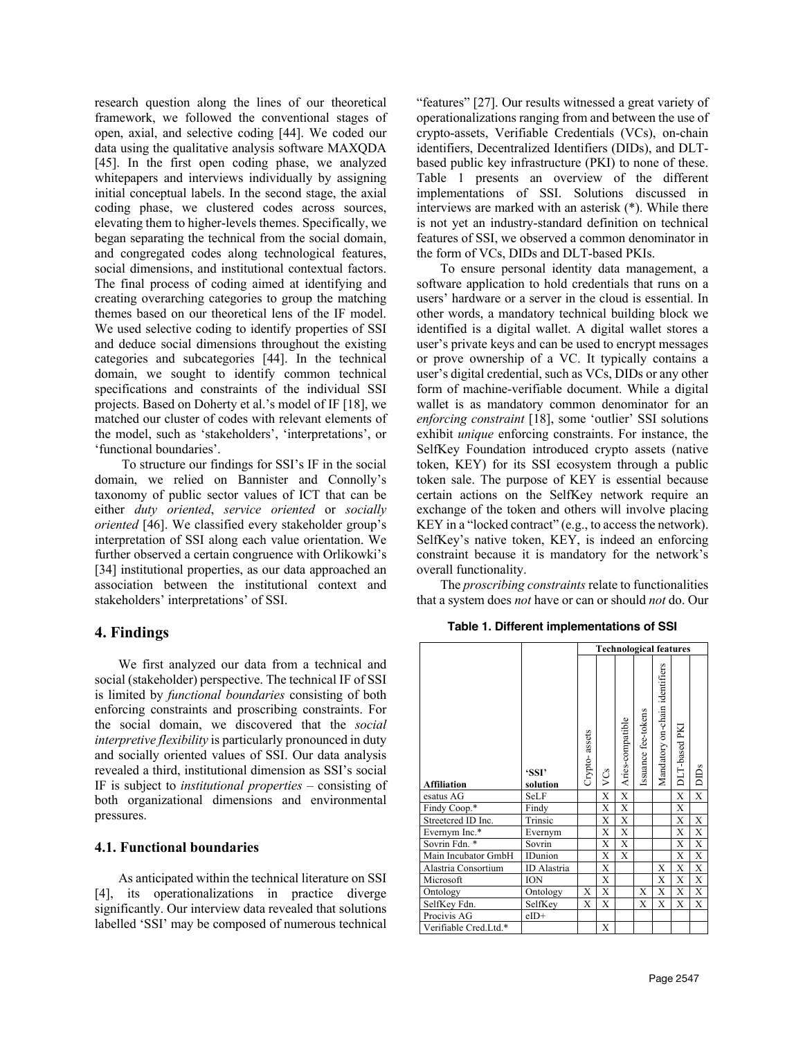research question along the lines of our theoretical framework, we followed the conventional stages of open, axial, and selective coding [44]. We coded our data using the qualitative analysis software MAXQDA [45]. In the first open coding phase, we analyzed whitepapers and interviews individually by assigning initial conceptual labels. In the second stage, the axial coding phase, we clustered codes across sources, elevating them to higher-levels themes. Specifically, we began separating the technical from the social domain, and congregated codes along technological features, social dimensions, and institutional contextual factors. The final process of coding aimed at identifying and creating overarching categories to group the matching themes based on our theoretical lens of the IF model. We used selective coding to identify properties of SSI and deduce social dimensions throughout the existing categories and subcategories [44]. In the technical domain, we sought to identify common technical specifications and constraints of the individual SSI projects. Based on Doherty et al.'s model of IF [18], we matched our cluster of codes with relevant elements of the model, such as 'stakeholders', 'interpretations', or 'functional boundaries'.

To structure our findings for SSI's IF in the social domain, we relied on Bannister and Connolly's taxonomy of public sector values of ICT that can be either *duty oriented*, *service oriented* or *socially oriented* [46]. We classified every stakeholder group's interpretation of SSI along each value orientation. We further observed a certain congruence with Orlikowki's [34] institutional properties, as our data approached an association between the institutional context and stakeholders' interpretations' of SSI.

# 4. Findings

We first analyzed our data from a technical and social (stakeholder) perspective. The technical IF of SSI is limited by *functional boundaries* consisting of both enforcing constraints and proscribing constraints. For the social domain, we discovered that the *social interpretive flexibility* is particularly pronounced in duty and socially oriented values of SSI. Our data analysis revealed a third, institutional dimension as SSI's social IF is subject to *institutional properties* – consisting of both organizational dimensions and environmental pressures.

## 4.1. Functional boundaries

As anticipated within the technical literature on SSI [4], its operationalizations in practice diverge significantly. Our interview data revealed that solutions labelled 'SSI' may be composed of numerous technical "features" [27]. Our results witnessed a great variety of operationalizations ranging from and between the use of crypto-assets, Verifiable Credentials (VCs), on-chain identifiers, Decentralized Identifiers (DIDs), and DLT-based public key infrastructure (PKI) to none of these. Table 1 presents an overview of the different implementations of SSI. Solutions discussed in interviews are marked with an asterisk (*). While there is not yet an industry-standard definition on technical features of SSI, we observed a common denominator in the form of VCs, DIDs and DLT-based PKIs.

To ensure personal identity data management, a software application to hold credentials that runs on a users' hardware or a server in the cloud is essential. In other words, a mandatory technical building block we identified is a digital wallet. A digital wallet stores a user's private keys and can be used to encrypt messages or prove ownership of a VC. It typically contains a user's digital credential, such as VCs, DIDs or any other form of machine-verifiable document. While a digital wallet is as mandatory common denominator for an *enforcing constraint* [18], some 'outlier' SSI solutions exhibit *unique* enforcing constraints. For instance, the SelfKey Foundation introduced crypto assets (native token, KEY) for its SSI ecosystem through a public token sale. The purpose of KEY is essential because certain actions on the SelfKey network require an exchange of the token and others will involve placing KEY in a "locked contract" (e.g., to access the network). SelfKey's native token, KEY, is indeed an enforcing constraint because it is mandatory for the network's overall functionality.

The *proscribing constraints* relate to functionalities that a system does *not* have or can or should *not* do. Our

**Table 1. Different implementations of SSI**

| | | Technological features | | | | | | |
|---|---|---|---|---|---|---|---|---|
| Affiliation | 'SSI' solution | Crypto- assets | VCs | Aries-compatible | Issuance fee-tokens | Mandatory on-chain identifiers | DLT-based PKI | DIDs |
| esatus AG | SeLF | | X | X | | | X | X |
| Findy Coop.* | Findy | | X | X | | | X | |
| Streetcred ID Inc. | Trinsic | | X | X | | | X | X |
| Evernym Inc.* | Evernym | | X | X | | | X | X |
| Sovrin Fdn. * | Sovrin | | X | X | | | X | X |
| Main Incubator GmbH | IDunion | | X | X | | | X | X |
| Alastria Consortium | ID Alastria | | X | | | X | X | X |
| Microsoft | ION | | X | | | X | X | X |
| Ontology | Ontology | X | X | | X | X | X | X |
| SelfKey Fdn. | SelfKey | X | X | | X | X | X | X |
| Procivis AG | eID+ | | | | | | | |
| Verifiable Cred.Ltd.* | | | X | | | | | |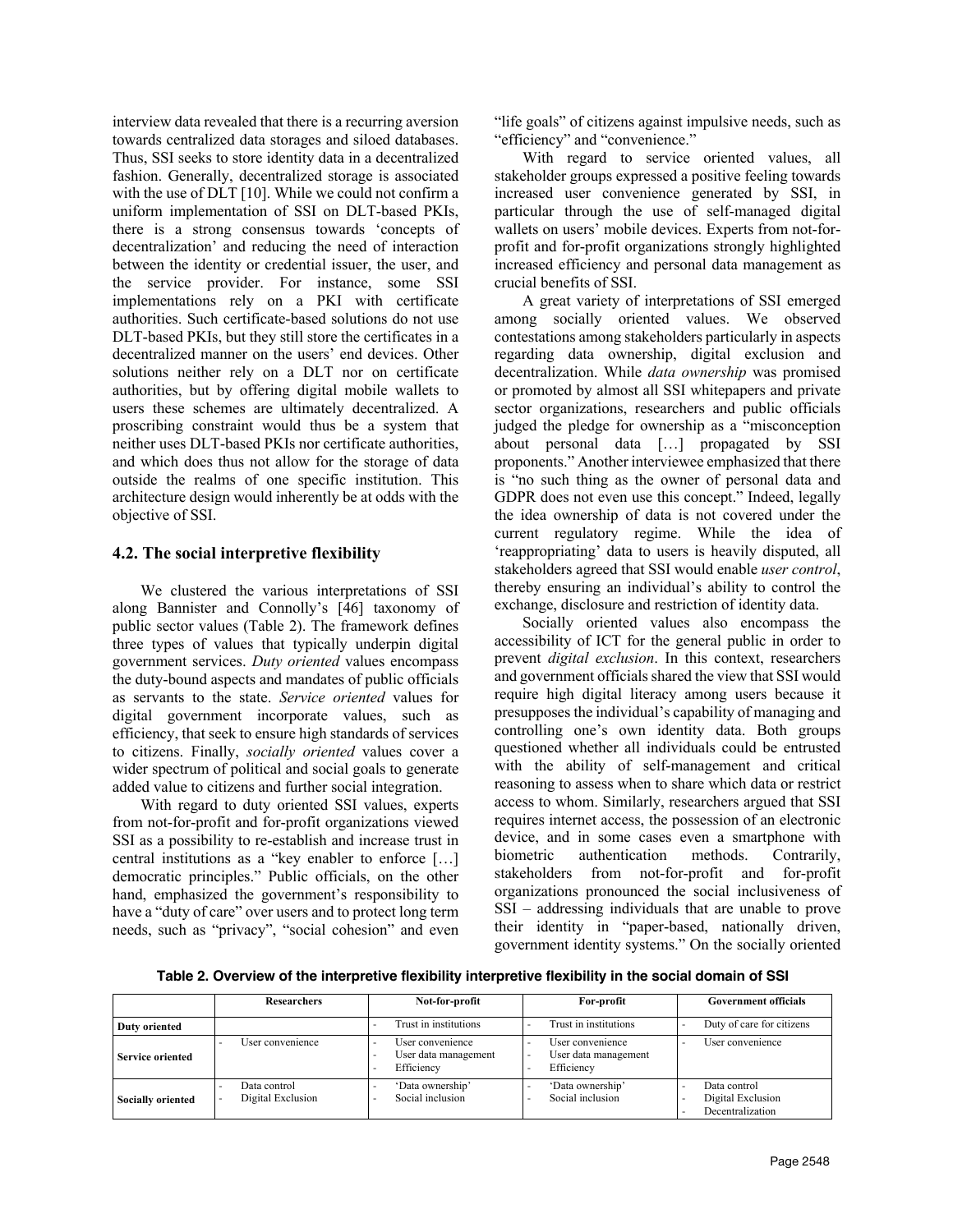interview data revealed that there is a recurring aversion towards centralized data storages and siloed databases. Thus, SSI seeks to store identity data in a decentralized fashion. Generally, decentralized storage is associated with the use of DLT [10]. While we could not confirm a uniform implementation of SSI on DLT-based PKIs, there is a strong consensus towards 'concepts of decentralization' and reducing the need of interaction between the identity or credential issuer, the user, and the service provider. For instance, some SSI implementations rely on a PKI with certificate authorities. Such certificate-based solutions do not use DLT-based PKIs, but they still store the certificates in a decentralized manner on the users' end devices. Other solutions neither rely on a DLT nor on certificate authorities, but by offering digital mobile wallets to users these schemes are ultimately decentralized. A proscribing constraint would thus be a system that neither uses DLT-based PKIs nor certificate authorities, and which does thus not allow for the storage of data outside the realms of one specific institution. This architecture design would inherently be at odds with the objective of SSI.

## 4.2. The social interpretive flexibility

We clustered the various interpretations of SSI along Bannister and Connolly's [46] taxonomy of public sector values (Table 2). The framework defines three types of values that typically underpin digital government services. *Duty oriented* values encompass the duty-bound aspects and mandates of public officials as servants to the state. *Service oriented* values for digital government incorporate values, such as efficiency, that seek to ensure high standards of services to citizens. Finally, *socially oriented* values cover a wider spectrum of political and social goals to generate added value to citizens and further social integration.

With regard to duty oriented SSI values, experts from not-for-profit and for-profit organizations viewed SSI as a possibility to re-establish and increase trust in central institutions as a "key enabler to enforce […] democratic principles." Public officials, on the other hand, emphasized the government's responsibility to have a "duty of care" over users and to protect long term needs, such as "privacy", "social cohesion" and even "life goals" of citizens against impulsive needs, such as "efficiency" and "convenience."

With regard to service oriented values, all stakeholder groups expressed a positive feeling towards increased user convenience generated by SSI, in particular through the use of self-managed digital wallets on users' mobile devices. Experts from not-for-profit and for-profit organizations strongly highlighted increased efficiency and personal data management as crucial benefits of SSI.

A great variety of interpretations of SSI emerged among socially oriented values. We observed contestations among stakeholders particularly in aspects regarding data ownership, digital exclusion and decentralization. While *data ownership* was promised or promoted by almost all SSI whitepapers and private sector organizations, researchers and public officials judged the pledge for ownership as a "misconception about personal data […] propagated by SSI proponents." Another interviewee emphasized that there is "no such thing as the owner of personal data and GDPR does not even use this concept." Indeed, legally the idea ownership of data is not covered under the current regulatory regime. While the idea of 'reappropriating' data to users is heavily disputed, all stakeholders agreed that SSI would enable *user control*, thereby ensuring an individual's ability to control the exchange, disclosure and restriction of identity data.

Socially oriented values also encompass the accessibility of ICT for the general public in order to prevent *digital exclusion*. In this context, researchers and government officials shared the view that SSI would require high digital literacy among users because it presupposes the individual's capability of managing and controlling one's own identity data. Both groups questioned whether all individuals could be entrusted with the ability of self-management and critical reasoning to assess when to share which data or restrict access to whom. Similarly, researchers argued that SSI requires internet access, the possession of an electronic device, and in some cases even a smartphone with biometric authentication methods. Contrarily, stakeholders from not-for-profit and for-profit organizations pronounced the social inclusiveness of SSI – addressing individuals that are unable to prove their identity in "paper-based, nationally driven, government identity systems." On the socially oriented

**Table 2. Overview of the interpretive flexibility interpretive flexibility in the social domain of SSI**

| | Researchers | Not-for-profit | For-profit | Government officials |
|---|---|---|---|---|
| **Duty oriented** | | - Trust in institutions | - Trust in institutions | - Duty of care for citizens |
| **Service oriented** | - User convenience | - User convenience<br>- User data management<br>- Efficiency | - User convenience<br>- User data management<br>- Efficiency | - User convenience |
| **Socially oriented** | - Data control<br>- Digital Exclusion | - 'Data ownership'<br>- Social inclusion | - 'Data ownership'<br>- Social inclusion | - Data control<br>- Digital Exclusion<br>- Decentralization |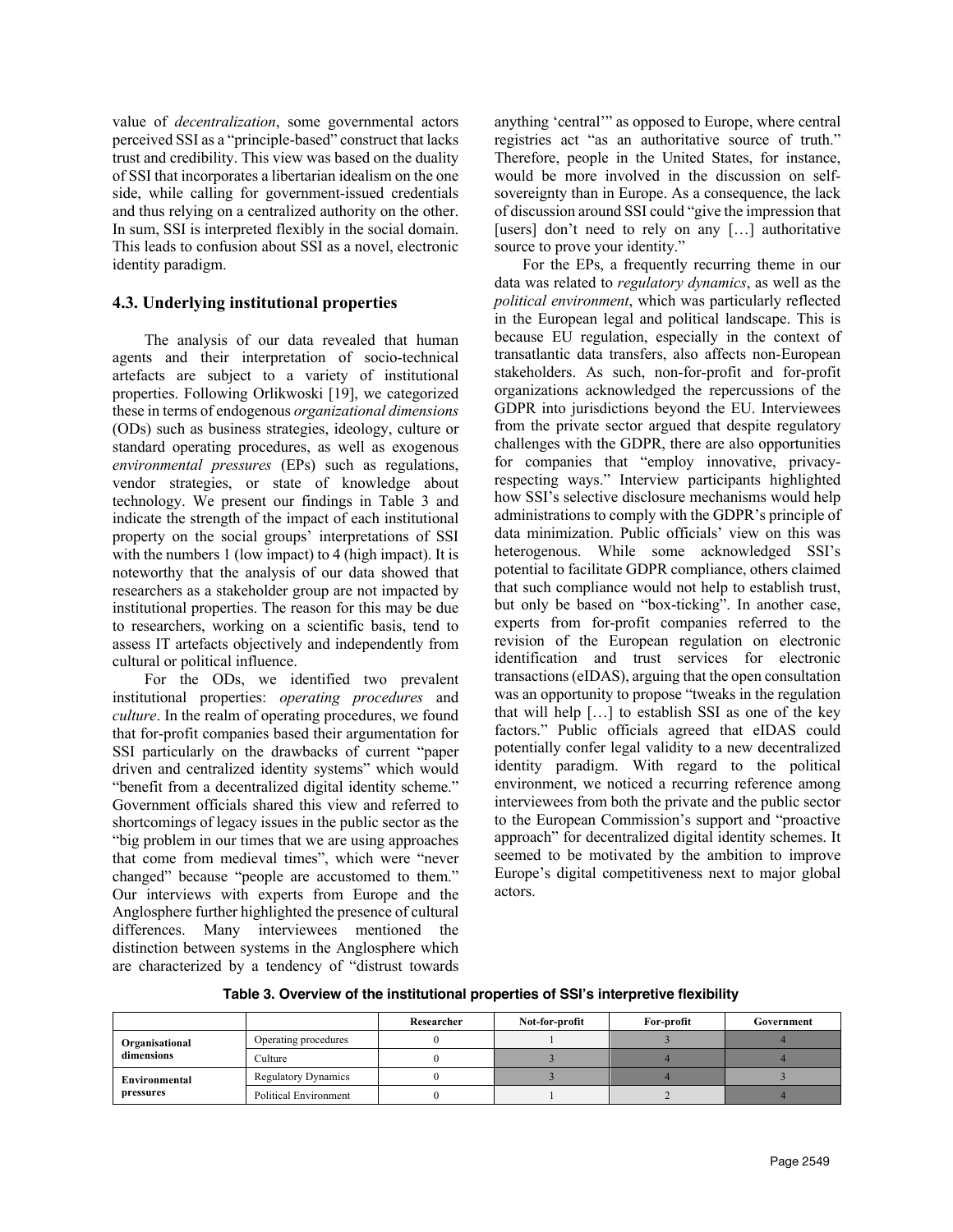value of *decentralization*, some governmental actors perceived SSI as a "principle-based" construct that lacks trust and credibility. This view was based on the duality of SSI that incorporates a libertarian idealism on the one side, while calling for government-issued credentials and thus relying on a centralized authority on the other. In sum, SSI is interpreted flexibly in the social domain. This leads to confusion about SSI as a novel, electronic identity paradigm.

### 4.3. Underlying institutional properties

The analysis of our data revealed that human agents and their interpretation of socio-technical artefacts are subject to a variety of institutional properties. Following Orlikwoski [19], we categorized these in terms of endogenous *organizational dimensions* (ODs) such as business strategies, ideology, culture or standard operating procedures, as well as exogenous *environmental pressures* (EPs) such as regulations, vendor strategies, or state of knowledge about technology. We present our findings in Table 3 and indicate the strength of the impact of each institutional property on the social groups' interpretations of SSI with the numbers 1 (low impact) to 4 (high impact). It is noteworthy that the analysis of our data showed that researchers as a stakeholder group are not impacted by institutional properties. The reason for this may be due to researchers, working on a scientific basis, tend to assess IT artefacts objectively and independently from cultural or political influence.

For the ODs, we identified two prevalent institutional properties: *operating procedures* and *culture*. In the realm of operating procedures, we found that for-profit companies based their argumentation for SSI particularly on the drawbacks of current "paper driven and centralized identity systems" which would "benefit from a decentralized digital identity scheme." Government officials shared this view and referred to shortcomings of legacy issues in the public sector as the "big problem in our times that we are using approaches that come from medieval times", which were "never changed" because "people are accustomed to them." Our interviews with experts from Europe and the Anglosphere further highlighted the presence of cultural differences. Many interviewees mentioned the distinction between systems in the Anglosphere which are characterized by a tendency of "distrust towards anything 'central'" as opposed to Europe, where central registries act "as an authoritative source of truth." Therefore, people in the United States, for instance, would be more involved in the discussion on self-sovereignty than in Europe. As a consequence, the lack of discussion around SSI could "give the impression that [users] don't need to rely on any […] authoritative source to prove your identity."

For the EPs, a frequently recurring theme in our data was related to *regulatory dynamics*, as well as the *political environment*, which was particularly reflected in the European legal and political landscape. This is because EU regulation, especially in the context of transatlantic data transfers, also affects non-European stakeholders. As such, non-for-profit and for-profit organizations acknowledged the repercussions of the GDPR into jurisdictions beyond the EU. Interviewees from the private sector argued that despite regulatory challenges with the GDPR, there are also opportunities for companies that "employ innovative, privacy-respecting ways." Interview participants highlighted how SSI's selective disclosure mechanisms would help administrations to comply with the GDPR's principle of data minimization. Public officials' view on this was heterogenous. While some acknowledged SSI's potential to facilitate GDPR compliance, others claimed that such compliance would not help to establish trust, but only be based on "box-ticking". In another case, experts from for-profit companies referred to the revision of the European regulation on electronic identification and trust services for electronic transactions (eIDAS), arguing that the open consultation was an opportunity to propose "tweaks in the regulation that will help […] to establish SSI as one of the key factors." Public officials agreed that eIDAS could potentially confer legal validity to a new decentralized identity paradigm. With regard to the political environment, we noticed a recurring reference among interviewees from both the private and the public sector to the European Commission's support and "proactive approach" for decentralized digital identity schemes. It seemed to be motivated by the ambition to improve Europe's digital competitiveness next to major global actors.

**Table 3. Overview of the institutional properties of SSI's interpretive flexibility**

| | | Researcher | Not-for-profit | For-profit | Government |
|---|---|---|---|---|---|
| **Organisational dimensions** | Operating procedures | 0 | 1 | 3 | 4 |
| | Culture | 0 | 3 | 4 | 4 |
| **Environmental pressures** | Regulatory Dynamics | 0 | 3 | 4 | 3 |
| | Political Environment | 0 | 1 | 2 | 4 |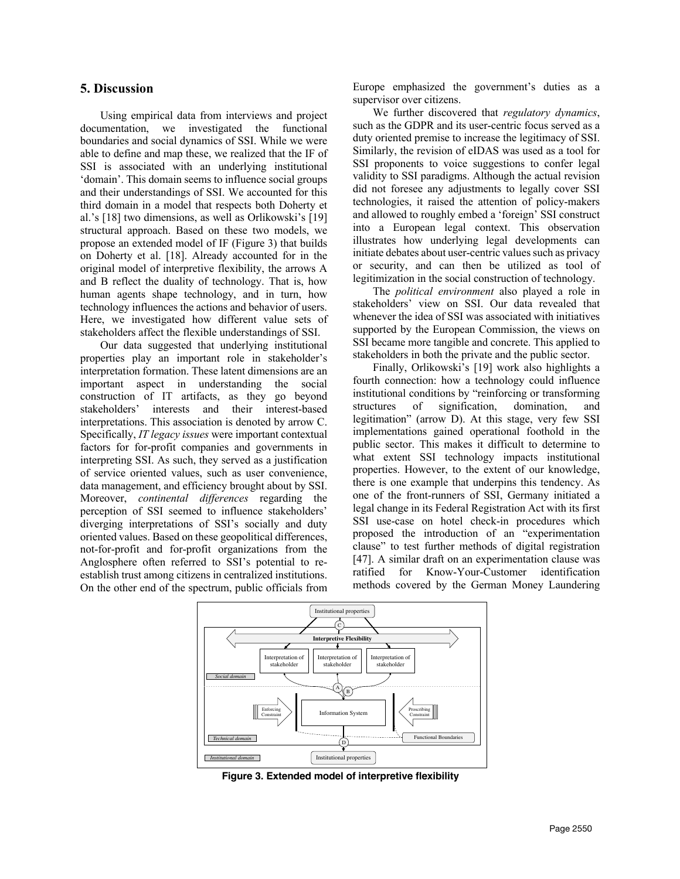## 5. Discussion

Using empirical data from interviews and project documentation, we investigated the functional boundaries and social dynamics of SSI. While we were able to define and map these, we realized that the IF of SSI is associated with an underlying institutional 'domain'. This domain seems to influence social groups and their understandings of SSI. We accounted for this third domain in a model that respects both Doherty et al.'s [18] two dimensions, as well as Orlikowski's [19] structural approach. Based on these two models, we propose an extended model of IF (Figure 3) that builds on Doherty et al. [18]. Already accounted for in the original model of interpretive flexibility, the arrows A and B reflect the duality of technology. That is, how human agents shape technology, and in turn, how technology influences the actions and behavior of users. Here, we investigated how different value sets of stakeholders affect the flexible understandings of SSI.

Our data suggested that underlying institutional properties play an important role in stakeholder's interpretation formation. These latent dimensions are an important aspect in understanding the social construction of IT artifacts, as they go beyond stakeholders' interests and their interest-based interpretations. This association is denoted by arrow C. Specifically, *IT legacy issues* were important contextual factors for for-profit companies and governments in interpreting SSI. As such, they served as a justification of service oriented values, such as user convenience, data management, and efficiency brought about by SSI. Moreover, *continental differences* regarding the perception of SSI seemed to influence stakeholders' diverging interpretations of SSI's socially and duty oriented values. Based on these geopolitical differences, not-for-profit and for-profit organizations from the Anglosphere often referred to SSI's potential to re-establish trust among citizens in centralized institutions. On the other end of the spectrum, public officials from Europe emphasized the government's duties as a supervisor over citizens.

We further discovered that *regulatory dynamics*, such as the GDPR and its user-centric focus served as a duty oriented premise to increase the legitimacy of SSI. Similarly, the revision of eIDAS was used as a tool for SSI proponents to voice suggestions to confer legal validity to SSI paradigms. Although the actual revision did not foresee any adjustments to legally cover SSI technologies, it raised the attention of policy-makers and allowed to roughly embed a 'foreign' SSI construct into a European legal context. This observation illustrates how underlying legal developments can initiate debates about user-centric values such as privacy or security, and can then be utilized as tool of legitimization in the social construction of technology.

The *political environment* also played a role in stakeholders' view on SSI. Our data revealed that whenever the idea of SSI was associated with initiatives supported by the European Commission, the views on SSI became more tangible and concrete. This applied to stakeholders in both the private and the public sector.

Finally, Orlikowski's [19] work also highlights a fourth connection: how a technology could influence institutional conditions by "reinforcing or transforming structures of signification, domination, and legitimation" (arrow D). At this stage, very few SSI implementations gained operational foothold in the public sector. This makes it difficult to determine to what extent SSI technology impacts institutional properties. However, to the extent of our knowledge, there is one example that underpins this tendency. As one of the front-runners of SSI, Germany initiated a legal change in its Federal Registration Act with its first SSI use-case on hotel check-in procedures which proposed the introduction of an "experimentation clause" to test further methods of digital registration [47]. A similar draft on an experimentation clause was ratified for Know-Your-Customer identification methods covered by the German Money Laundering

**Figure 3. Extended model of interpretive flexibility**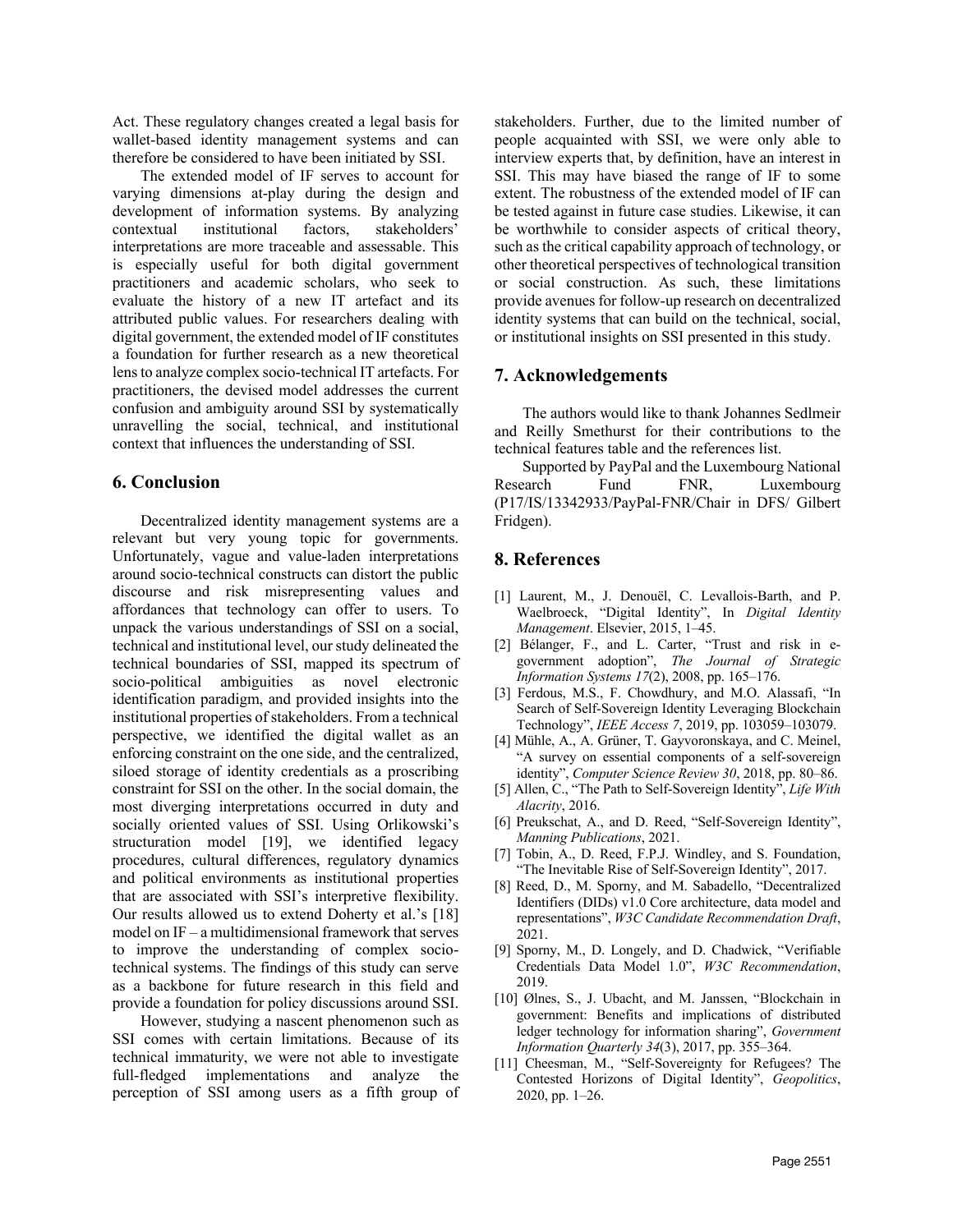Act. These regulatory changes created a legal basis for wallet-based identity management systems and can therefore be considered to have been initiated by SSI.

The extended model of IF serves to account for varying dimensions at-play during the design and development of information systems. By analyzing contextual institutional factors, stakeholders' interpretations are more traceable and assessable. This is especially useful for both digital government practitioners and academic scholars, who seek to evaluate the history of a new IT artefact and its attributed public values. For researchers dealing with digital government, the extended model of IF constitutes a foundation for further research as a new theoretical lens to analyze complex socio-technical IT artefacts. For practitioners, the devised model addresses the current confusion and ambiguity around SSI by systematically unravelling the social, technical, and institutional context that influences the understanding of SSI.

## 6. Conclusion

Decentralized identity management systems are a relevant but very young topic for governments. Unfortunately, vague and value-laden interpretations around socio-technical constructs can distort the public discourse and risk misrepresenting values and affordances that technology can offer to users. To unpack the various understandings of SSI on a social, technical and institutional level, our study delineated the technical boundaries of SSI, mapped its spectrum of socio-political ambiguities as novel electronic identification paradigm, and provided insights into the institutional properties of stakeholders. From a technical perspective, we identified the digital wallet as an enforcing constraint on the one side, and the centralized, siloed storage of identity credentials as a proscribing constraint for SSI on the other. In the social domain, the most diverging interpretations occurred in duty and socially oriented values of SSI. Using Orlikowski's structuration model [19], we identified legacy procedures, cultural differences, regulatory dynamics and political environments as institutional properties that are associated with SSI's interpretive flexibility. Our results allowed us to extend Doherty et al.'s [18] model on IF – a multidimensional framework that serves to improve the understanding of complex socio-technical systems. The findings of this study can serve as a backbone for future research in this field and provide a foundation for policy discussions around SSI.

However, studying a nascent phenomenon such as SSI comes with certain limitations. Because of its technical immaturity, we were not able to investigate full-fledged implementations and analyze the perception of SSI among users as a fifth group of stakeholders. Further, due to the limited number of people acquainted with SSI, we were only able to interview experts that, by definition, have an interest in SSI. This may have biased the range of IF to some extent. The robustness of the extended model of IF can be tested against in future case studies. Likewise, it can be worthwhile to consider aspects of critical theory, such as the critical capability approach of technology, or other theoretical perspectives of technological transition or social construction. As such, these limitations provide avenues for follow-up research on decentralized identity systems that can build on the technical, social, or institutional insights on SSI presented in this study.

## 7. Acknowledgements

The authors would like to thank Johannes Sedlmeir and Reilly Smethurst for their contributions to the technical features table and the references list.

Supported by PayPal and the Luxembourg National Research Fund FNR, Luxembourg (P17/IS/13342933/PayPal-FNR/Chair in DFS/ Gilbert Fridgen).

## 8. References

[1] Laurent, M., J. Denouël, C. Levallois-Barth, and P. Waelbroeck, "Digital Identity", In *Digital Identity Management*. Elsevier, 2015, 1–45.

[2] Bélanger, F., and L. Carter, "Trust and risk in e-government adoption", *The Journal of Strategic Information Systems 17*(2), 2008, pp. 165–176.

[3] Ferdous, M.S., F. Chowdhury, and M.O. Alassafi, "In Search of Self-Sovereign Identity Leveraging Blockchain Technology", *IEEE Access 7*, 2019, pp. 103059–103079.

[4] Mühle, A., A. Grüner, T. Gayvoronskaya, and C. Meinel, "A survey on essential components of a self-sovereign identity", *Computer Science Review 30*, 2018, pp. 80–86.

[5] Allen, C., "The Path to Self-Sovereign Identity", *Life With Alacrity*, 2016.

[6] Preukschat, A., and D. Reed, "Self-Sovereign Identity", *Manning Publications*, 2021.

[7] Tobin, A., D. Reed, F.P.J. Windley, and S. Foundation, "The Inevitable Rise of Self-Sovereign Identity", 2017.

[8] Reed, D., M. Sporny, and M. Sabadello, "Decentralized Identifiers (DIDs) v1.0 Core architecture, data model and representations", *W3C Candidate Recommendation Draft*, 2021.

[9] Sporny, M., D. Longely, and D. Chadwick, "Verifiable Credentials Data Model 1.0", *W3C Recommendation*, 2019.

[10] Ølnes, S., J. Ubacht, and M. Janssen, "Blockchain in government: Benefits and implications of distributed ledger technology for information sharing", *Government Information Quarterly 34*(3), 2017, pp. 355–364.

[11] Cheesman, M., "Self-Sovereignty for Refugees? The Contested Horizons of Digital Identity", *Geopolitics*, 2020, pp. 1–26.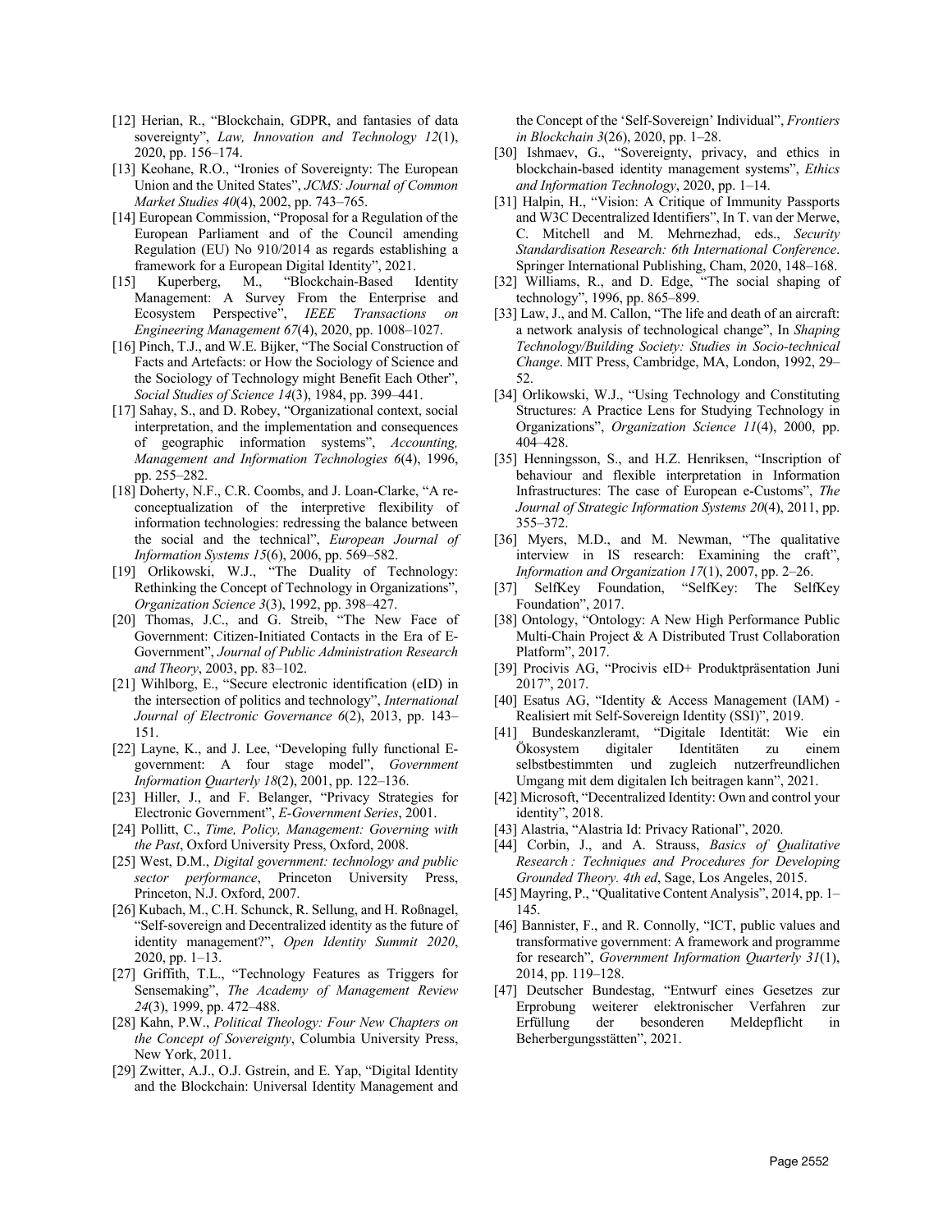[12] Herian, R., "Blockchain, GDPR, and fantasies of data sovereignty", *Law, Innovation and Technology 12*(1), 2020, pp. 156–174.

[13] Keohane, R.O., "Ironies of Sovereignty: The European Union and the United States", *JCMS: Journal of Common Market Studies 40*(4), 2002, pp. 743–765.

[14] European Commission, "Proposal for a Regulation of the European Parliament and of the Council amending Regulation (EU) No 910/2014 as regards establishing a framework for a European Digital Identity", 2021.

[15] Kuperberg, M., "Blockchain-Based Identity Management: A Survey From the Enterprise and Ecosystem Perspective", *IEEE Transactions on Engineering Management 67*(4), 2020, pp. 1008–1027.

[16] Pinch, T.J., and W.E. Bijker, "The Social Construction of Facts and Artefacts: or How the Sociology of Science and the Sociology of Technology might Benefit Each Other", *Social Studies of Science 14*(3), 1984, pp. 399–441.

[17] Sahay, S., and D. Robey, "Organizational context, social interpretation, and the implementation and consequences of geographic information systems", *Accounting, Management and Information Technologies 6*(4), 1996, pp. 255–282.

[18] Doherty, N.F., C.R. Coombs, and J. Loan-Clarke, "A re-conceptualization of the interpretive flexibility of information technologies: redressing the balance between the social and the technical", *European Journal of Information Systems 15*(6), 2006, pp. 569–582.

[19] Orlikowski, W.J., "The Duality of Technology: Rethinking the Concept of Technology in Organizations", *Organization Science 3*(3), 1992, pp. 398–427.

[20] Thomas, J.C., and G. Streib, "The New Face of Government: Citizen-Initiated Contacts in the Era of E-Government", *Journal of Public Administration Research and Theory*, 2003, pp. 83–102.

[21] Wihlborg, E., "Secure electronic identification (eID) in the intersection of politics and technology", *International Journal of Electronic Governance 6*(2), 2013, pp. 143–151.

[22] Layne, K., and J. Lee, "Developing fully functional E-government: A four stage model", *Government Information Quarterly 18*(2), 2001, pp. 122–136.

[23] Hiller, J., and F. Belanger, "Privacy Strategies for Electronic Government", *E-Government Series*, 2001.

[24] Pollitt, C., *Time, Policy, Management: Governing with the Past*, Oxford University Press, Oxford, 2008.

[25] West, D.M., *Digital government: technology and public sector performance*, Princeton University Press, Princeton, N.J. Oxford, 2007.

[26] Kubach, M., C.H. Schunck, R. Sellung, and H. Roßnagel, "Self-sovereign and Decentralized identity as the future of identity management?", *Open Identity Summit 2020*, 2020, pp. 1–13.

[27] Griffith, T.L., "Technology Features as Triggers for Sensemaking", *The Academy of Management Review 24*(3), 1999, pp. 472–488.

[28] Kahn, P.W., *Political Theology: Four New Chapters on the Concept of Sovereignty*, Columbia University Press, New York, 2011.

[29] Zwitter, A.J., O.J. Gstrein, and E. Yap, "Digital Identity and the Blockchain: Universal Identity Management and the Concept of the 'Self-Sovereign' Individual", *Frontiers in Blockchain 3*(26), 2020, pp. 1–28.

[30] Ishmaev, G., "Sovereignty, privacy, and ethics in blockchain-based identity management systems", *Ethics and Information Technology*, 2020, pp. 1–14.

[31] Halpin, H., "Vision: A Critique of Immunity Passports and W3C Decentralized Identifiers", In T. van der Merwe, C. Mitchell and M. Mehrnezhad, eds., *Security Standardisation Research: 6th International Conference*. Springer International Publishing, Cham, 2020, 148–168.

[32] Williams, R., and D. Edge, "The social shaping of technology", 1996, pp. 865–899.

[33] Law, J., and M. Callon, "The life and death of an aircraft: a network analysis of technological change", In *Shaping Technology/Building Society: Studies in Socio-technical Change*. MIT Press, Cambridge, MA, London, 1992, 29–52.

[34] Orlikowski, W.J., "Using Technology and Constituting Structures: A Practice Lens for Studying Technology in Organizations", *Organization Science 11*(4), 2000, pp. 404–428.

[35] Henningsson, S., and H.Z. Henriksen, "Inscription of behaviour and flexible interpretation in Information Infrastructures: The case of European e-Customs", *The Journal of Strategic Information Systems 20*(4), 2011, pp. 355–372.

[36] Myers, M.D., and M. Newman, "The qualitative interview in IS research: Examining the craft", *Information and Organization 17*(1), 2007, pp. 2–26.

[37] SelfKey Foundation, "SelfKey: The SelfKey Foundation", 2017.

[38] Ontology, "Ontology: A New High Performance Public Multi-Chain Project & A Distributed Trust Collaboration Platform", 2017.

[39] Procivis AG, "Procivis eID+ Produktpräsentation Juni 2017", 2017.

[40] Esatus AG, "Identity & Access Management (IAM) - Realisiert mit Self-Sovereign Identity (SSI)", 2019.

[41] Bundeskanzleramt, "Digitale Identität: Wie ein Ökosystem digitaler Identitäten zu einem selbstbestimmten und zugleich nutzerfreundlichen Umgang mit dem digitalen Ich beitragen kann", 2021.

[42] Microsoft, "Decentralized Identity: Own and control your identity", 2018.

[43] Alastria, "Alastria Id: Privacy Rational", 2020.

[44] Corbin, J., and A. Strauss, *Basics of Qualitative Research : Techniques and Procedures for Developing Grounded Theory. 4th ed*, Sage, Los Angeles, 2015.

[45] Mayring, P., "Qualitative Content Analysis", 2014, pp. 1–145.

[46] Bannister, F., and R. Connolly, "ICT, public values and transformative government: A framework and programme for research", *Government Information Quarterly 31*(1), 2014, pp. 119–128.

[47] Deutscher Bundestag, "Entwurf eines Gesetzes zur Erprobung weiterer elektronischer Verfahren zur Erfüllung der besonderen Meldepflicht in Beherbergungsstätten", 2021.